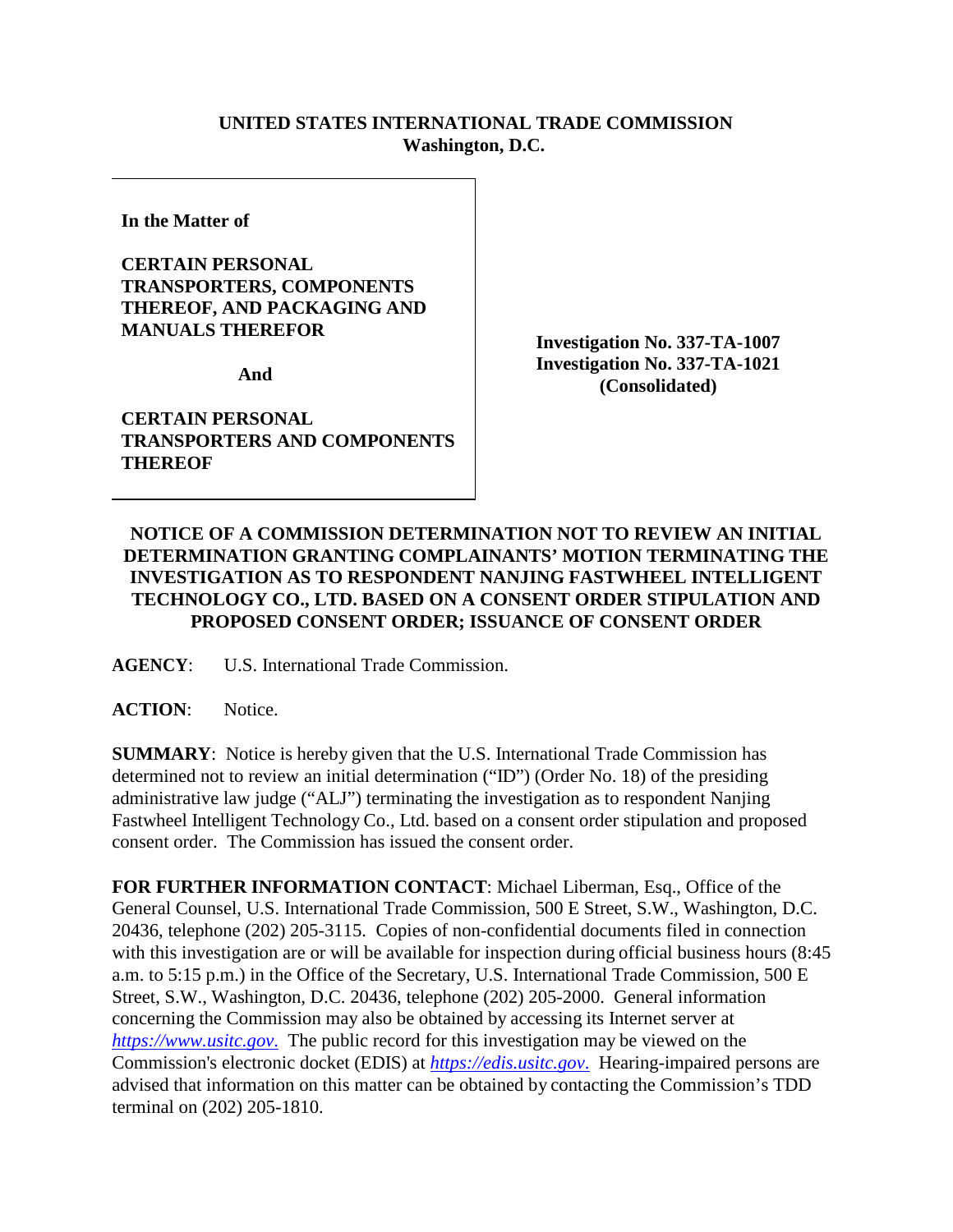**UNITED STATES INTERNATIONAL TRADE COMMISSION**
**Washington, D.C.**

| | |
|---|---|
| **In the Matter of**<br><br>**CERTAIN PERSONAL TRANSPORTERS, COMPONENTS THEREOF, AND PACKAGING AND MANUALS THEREFOR**<br><br>**And**<br><br>**CERTAIN PERSONAL TRANSPORTERS AND COMPONENTS THEREOF** | **Investigation No. 337-TA-1007**<br>**Investigation No. 337-TA-1021**<br>**(Consolidated)** |

**NOTICE OF A COMMISSION DETERMINATION NOT TO REVIEW AN INITIAL DETERMINATION GRANTING COMPLAINANTS' MOTION TERMINATING THE INVESTIGATION AS TO RESPONDENT NANJING FASTWHEEL INTELLIGENT TECHNOLOGY CO., LTD. BASED ON A CONSENT ORDER STIPULATION AND PROPOSED CONSENT ORDER; ISSUANCE OF CONSENT ORDER**

**AGENCY**: U.S. International Trade Commission.

**ACTION**: Notice.

**SUMMARY**: Notice is hereby given that the U.S. International Trade Commission has determined not to review an initial determination ("ID") (Order No. 18) of the presiding administrative law judge ("ALJ") terminating the investigation as to respondent Nanjing Fastwheel Intelligent Technology Co., Ltd. based on a consent order stipulation and proposed consent order. The Commission has issued the consent order.

**FOR FURTHER INFORMATION CONTACT**: Michael Liberman, Esq., Office of the General Counsel, U.S. International Trade Commission, 500 E Street, S.W., Washington, D.C. 20436, telephone (202) 205-3115. Copies of non-confidential documents filed in connection with this investigation are or will be available for inspection during official business hours (8:45 a.m. to 5:15 p.m.) in the Office of the Secretary, U.S. International Trade Commission, 500 E Street, S.W., Washington, D.C. 20436, telephone (202) 205-2000. General information concerning the Commission may also be obtained by accessing its Internet server at *https://www.usitc.gov*. The public record for this investigation may be viewed on the Commission's electronic docket (EDIS) at *https://edis.usitc.gov*. Hearing-impaired persons are advised that information on this matter can be obtained by contacting the Commission's TDD terminal on (202) 205-1810.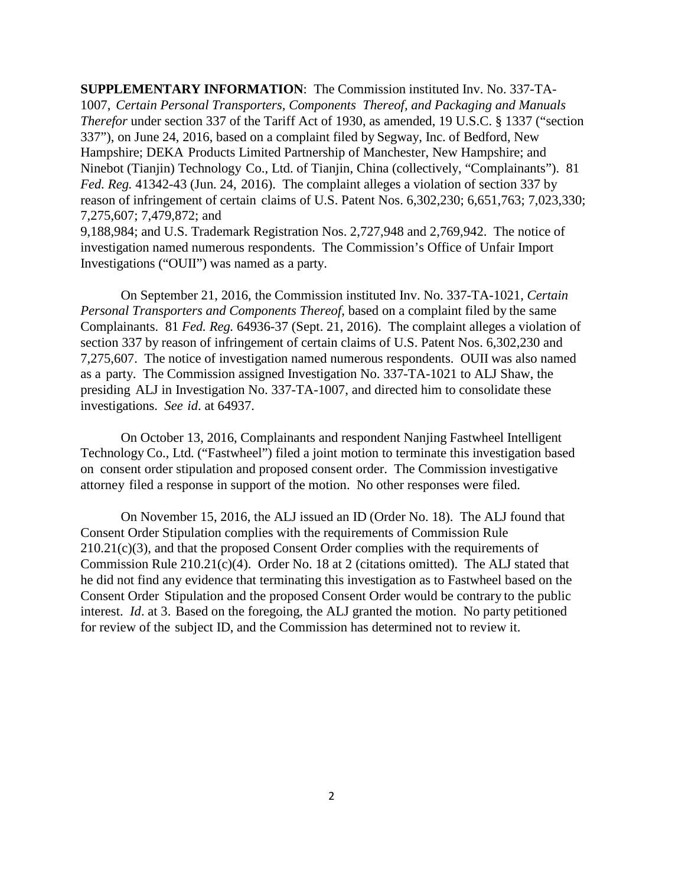**SUPPLEMENTARY INFORMATION**: The Commission instituted Inv. No. 337-TA-1007, *Certain Personal Transporters, Components Thereof, and Packaging and Manuals Therefor* under section 337 of the Tariff Act of 1930, as amended, 19 U.S.C. § 1337 ("section 337"), on June 24, 2016, based on a complaint filed by Segway, Inc. of Bedford, New Hampshire; DEKA Products Limited Partnership of Manchester, New Hampshire; and Ninebot (Tianjin) Technology Co., Ltd. of Tianjin, China (collectively, "Complainants"). 81 *Fed. Reg.* 41342-43 (Jun. 24, 2016). The complaint alleges a violation of section 337 by reason of infringement of certain claims of U.S. Patent Nos. 6,302,230; 6,651,763; 7,023,330; 7,275,607; 7,479,872; and 9,188,984; and U.S. Trademark Registration Nos. 2,727,948 and 2,769,942. The notice of investigation named numerous respondents. The Commission's Office of Unfair Import Investigations ("OUII") was named as a party.

On September 21, 2016, the Commission instituted Inv. No. 337-TA-1021, *Certain Personal Transporters and Components Thereof*, based on a complaint filed by the same Complainants. 81 *Fed. Reg.* 64936-37 (Sept. 21, 2016). The complaint alleges a violation of section 337 by reason of infringement of certain claims of U.S. Patent Nos. 6,302,230 and 7,275,607. The notice of investigation named numerous respondents. OUII was also named as a party. The Commission assigned Investigation No. 337-TA-1021 to ALJ Shaw, the presiding ALJ in Investigation No. 337-TA-1007, and directed him to consolidate these investigations. *See id*. at 64937.

On October 13, 2016, Complainants and respondent Nanjing Fastwheel Intelligent Technology Co., Ltd. ("Fastwheel") filed a joint motion to terminate this investigation based on consent order stipulation and proposed consent order. The Commission investigative attorney filed a response in support of the motion. No other responses were filed.

On November 15, 2016, the ALJ issued an ID (Order No. 18). The ALJ found that Consent Order Stipulation complies with the requirements of Commission Rule 210.21(c)(3), and that the proposed Consent Order complies with the requirements of Commission Rule 210.21(c)(4). Order No. 18 at 2 (citations omitted). The ALJ stated that he did not find any evidence that terminating this investigation as to Fastwheel based on the Consent Order Stipulation and the proposed Consent Order would be contrary to the public interest. *Id*. at 3. Based on the foregoing, the ALJ granted the motion. No party petitioned for review of the subject ID, and the Commission has determined not to review it.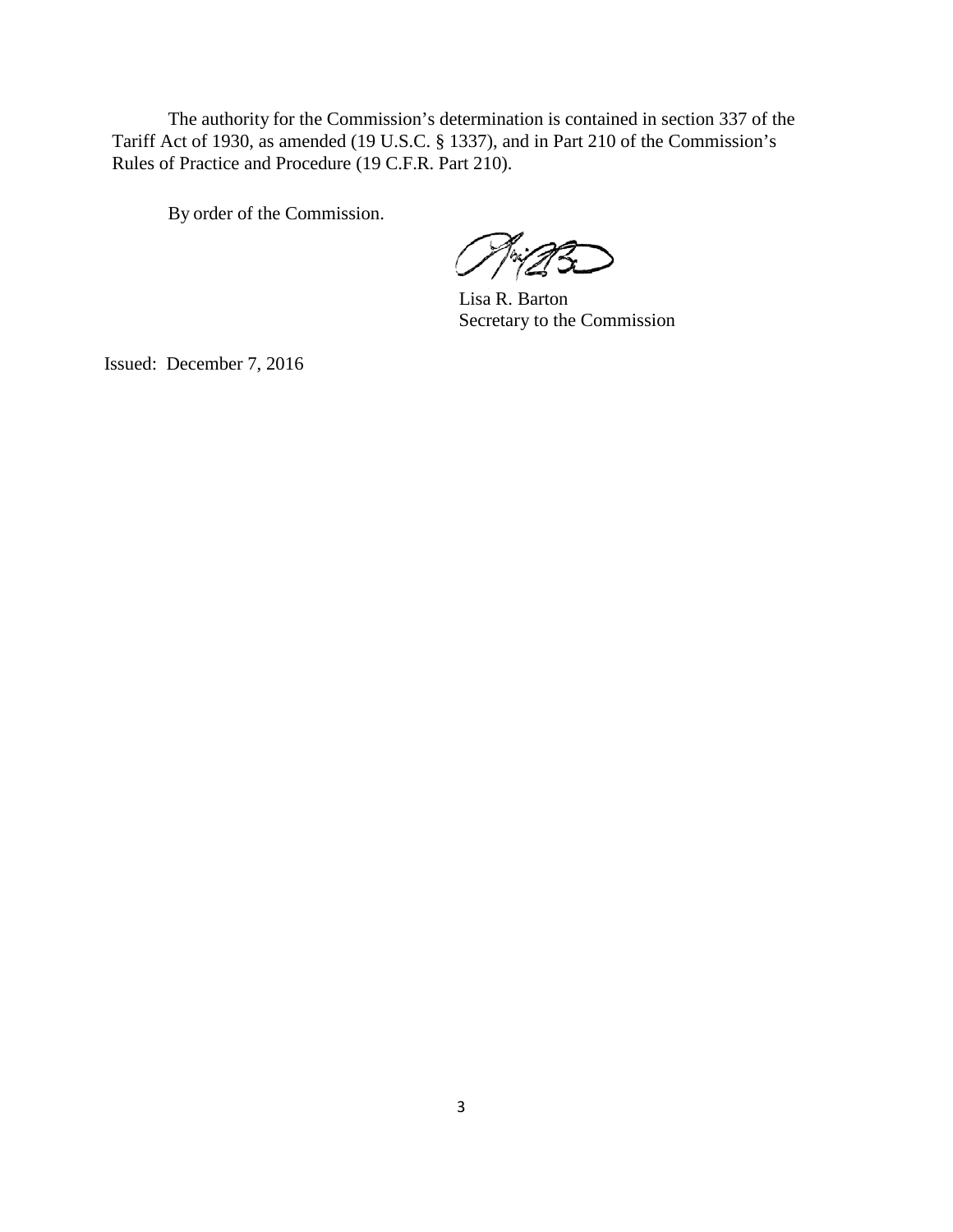The authority for the Commission's determination is contained in section 337 of the Tariff Act of 1930, as amended (19 U.S.C. § 1337), and in Part 210 of the Commission's Rules of Practice and Procedure (19 C.F.R. Part 210).

By order of the Commission.

Lisa R. Barton
Secretary to the Commission

Issued: December 7, 2016